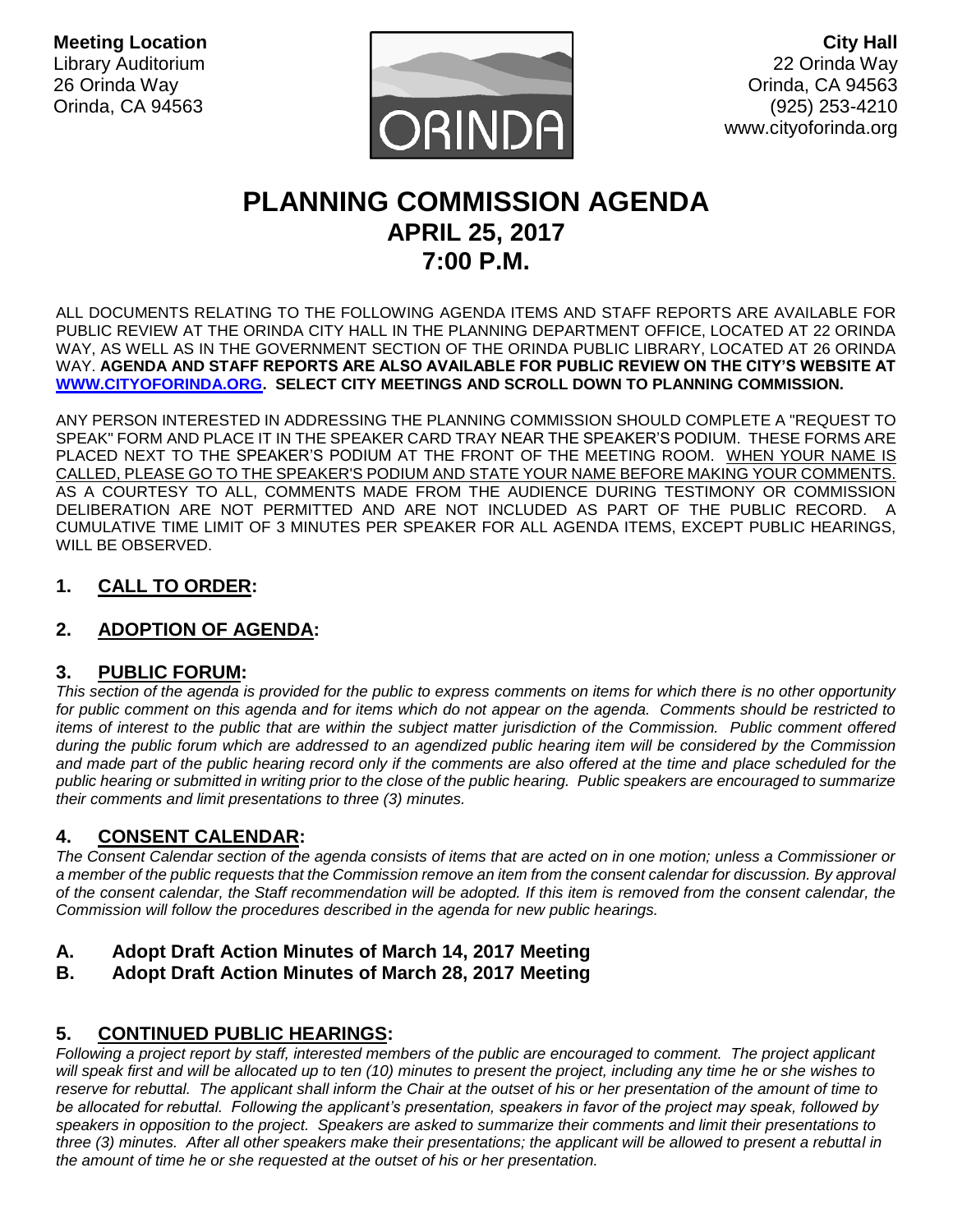**Meeting Location**
Library Auditorium
26 Orinda Way
Orinda, CA 94563

**City Hall**
22 Orinda Way
Orinda, CA 94563
(925) 253-4210
www.cityoforinda.org

# PLANNING COMMISSION AGENDA
## APRIL 25, 2017
## 7:00 P.M.

ALL DOCUMENTS RELATING TO THE FOLLOWING AGENDA ITEMS AND STAFF REPORTS ARE AVAILABLE FOR PUBLIC REVIEW AT THE ORINDA CITY HALL IN THE PLANNING DEPARTMENT OFFICE, LOCATED AT 22 ORINDA WAY, AS WELL AS IN THE GOVERNMENT SECTION OF THE ORINDA PUBLIC LIBRARY, LOCATED AT 26 ORINDA WAY. **AGENDA AND STAFF REPORTS ARE ALSO AVAILABLE FOR PUBLIC REVIEW ON THE CITY'S WEBSITE AT WWW.CITYOFORINDA.ORG. SELECT CITY MEETINGS AND SCROLL DOWN TO PLANNING COMMISSION.**

ANY PERSON INTERESTED IN ADDRESSING THE PLANNING COMMISSION SHOULD COMPLETE A "REQUEST TO SPEAK" FORM AND PLACE IT IN THE SPEAKER CARD TRAY NEAR THE SPEAKER'S PODIUM. THESE FORMS ARE PLACED NEXT TO THE SPEAKER'S PODIUM AT THE FRONT OF THE MEETING ROOM. WHEN YOUR NAME IS CALLED, PLEASE GO TO THE SPEAKER'S PODIUM AND STATE YOUR NAME BEFORE MAKING YOUR COMMENTS. AS A COURTESY TO ALL, COMMENTS MADE FROM THE AUDIENCE DURING TESTIMONY OR COMMISSION DELIBERATION ARE NOT PERMITTED AND ARE NOT INCLUDED AS PART OF THE PUBLIC RECORD. A CUMULATIVE TIME LIMIT OF 3 MINUTES PER SPEAKER FOR ALL AGENDA ITEMS, EXCEPT PUBLIC HEARINGS, WILL BE OBSERVED.

### 1. CALL TO ORDER:

### 2. ADOPTION OF AGENDA:

### 3. PUBLIC FORUM:

*This section of the agenda is provided for the public to express comments on items for which there is no other opportunity for public comment on this agenda and for items which do not appear on the agenda. Comments should be restricted to items of interest to the public that are within the subject matter jurisdiction of the Commission. Public comment offered during the public forum which are addressed to an agendized public hearing item will be considered by the Commission and made part of the public hearing record only if the comments are also offered at the time and place scheduled for the public hearing or submitted in writing prior to the close of the public hearing. Public speakers are encouraged to summarize their comments and limit presentations to three (3) minutes.*

### 4. CONSENT CALENDAR:

*The Consent Calendar section of the agenda consists of items that are acted on in one motion; unless a Commissioner or a member of the public requests that the Commission remove an item from the consent calendar for discussion. By approval of the consent calendar, the Staff recommendation will be adopted. If this item is removed from the consent calendar, the Commission will follow the procedures described in the agenda for new public hearings.*

**A. Adopt Draft Action Minutes of March 14, 2017 Meeting**

**B. Adopt Draft Action Minutes of March 28, 2017 Meeting**

### 5. CONTINUED PUBLIC HEARINGS:

*Following a project report by staff, interested members of the public are encouraged to comment. The project applicant will speak first and will be allocated up to ten (10) minutes to present the project, including any time he or she wishes to reserve for rebuttal. The applicant shall inform the Chair at the outset of his or her presentation of the amount of time to be allocated for rebuttal. Following the applicant's presentation, speakers in favor of the project may speak, followed by speakers in opposition to the project. Speakers are asked to summarize their comments and limit their presentations to three (3) minutes. After all other speakers make their presentations; the applicant will be allowed to present a rebuttal in the amount of time he or she requested at the outset of his or her presentation.*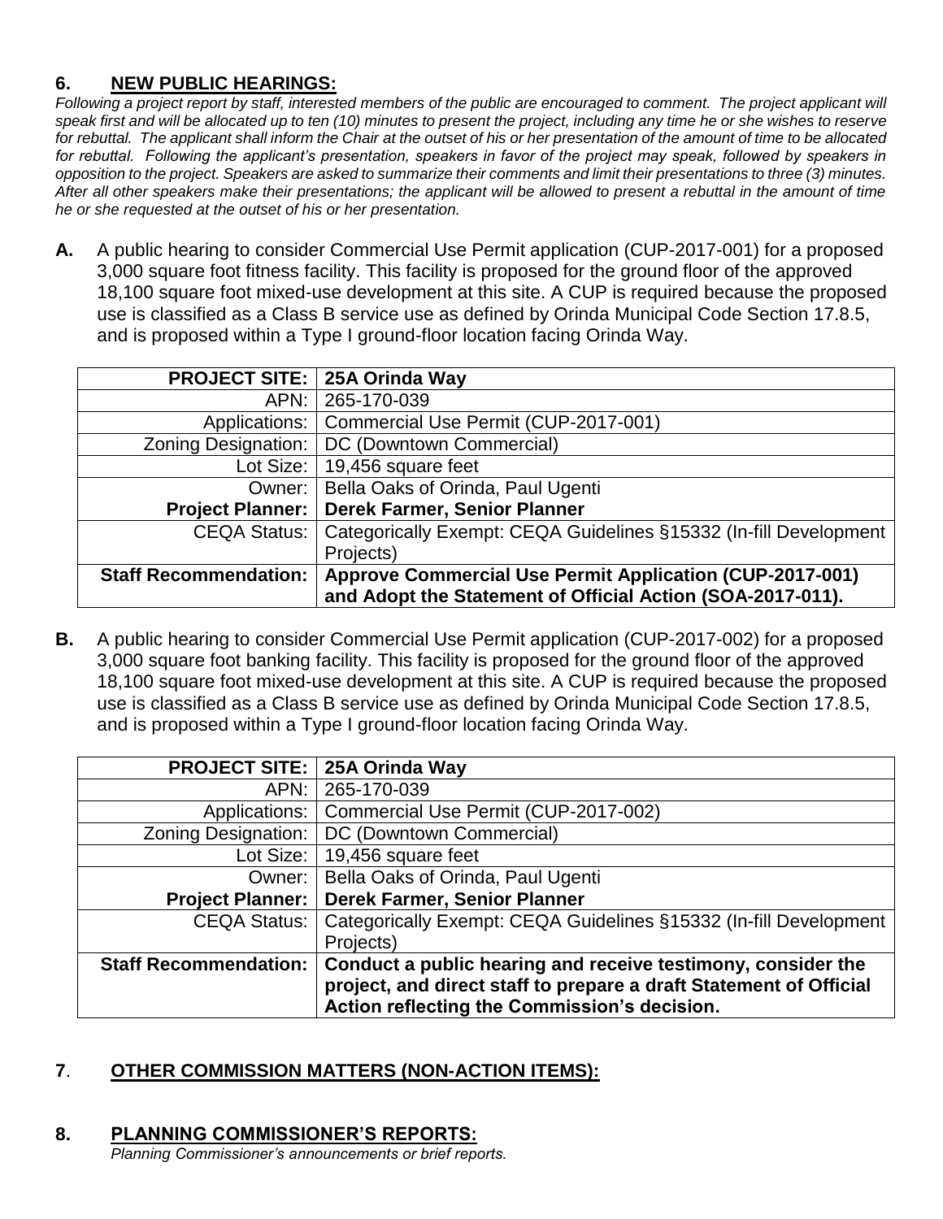## 6. **NEW PUBLIC HEARINGS:**

*Following a project report by staff, interested members of the public are encouraged to comment. The project applicant will speak first and will be allocated up to ten (10) minutes to present the project, including any time he or she wishes to reserve for rebuttal. The applicant shall inform the Chair at the outset of his or her presentation of the amount of time to be allocated for rebuttal. Following the applicant's presentation, speakers in favor of the project may speak, followed by speakers in opposition to the project. Speakers are asked to summarize their comments and limit their presentations to three (3) minutes. After all other speakers make their presentations; the applicant will be allowed to present a rebuttal in the amount of time he or she requested at the outset of his or her presentation.*

**A.** A public hearing to consider Commercial Use Permit application (CUP-2017-001) for a proposed 3,000 square foot fitness facility. This facility is proposed for the ground floor of the approved 18,100 square foot mixed-use development at this site. A CUP is required because the proposed use is classified as a Class B service use as defined by Orinda Municipal Code Section 17.8.5, and is proposed within a Type I ground-floor location facing Orinda Way.

| **PROJECT SITE:** | **25A Orinda Way** |
|---|---|
| APN: | 265-170-039 |
| Applications: | Commercial Use Permit (CUP-2017-001) |
| Zoning Designation: | DC (Downtown Commercial) |
| Lot Size: | 19,456 square feet |
| Owner: | Bella Oaks of Orinda, Paul Ugenti |
| **Project Planner:** | **Derek Farmer, Senior Planner** |
| CEQA Status: | Categorically Exempt: CEQA Guidelines §15332 (In-fill Development Projects) |
| **Staff Recommendation:** | **Approve Commercial Use Permit Application (CUP-2017-001) and Adopt the Statement of Official Action (SOA-2017-011).** |

**B.** A public hearing to consider Commercial Use Permit application (CUP-2017-002) for a proposed 3,000 square foot banking facility. This facility is proposed for the ground floor of the approved 18,100 square foot mixed-use development at this site. A CUP is required because the proposed use is classified as a Class B service use as defined by Orinda Municipal Code Section 17.8.5, and is proposed within a Type I ground-floor location facing Orinda Way.

| **PROJECT SITE:** | **25A Orinda Way** |
|---|---|
| APN: | 265-170-039 |
| Applications: | Commercial Use Permit (CUP-2017-002) |
| Zoning Designation: | DC (Downtown Commercial) |
| Lot Size: | 19,456 square feet |
| Owner: | Bella Oaks of Orinda, Paul Ugenti |
| **Project Planner:** | **Derek Farmer, Senior Planner** |
| CEQA Status: | Categorically Exempt: CEQA Guidelines §15332 (In-fill Development Projects) |
| **Staff Recommendation:** | **Conduct a public hearing and receive testimony, consider the project, and direct staff to prepare a draft Statement of Official Action reflecting the Commission's decision.** |

## 7. **OTHER COMMISSION MATTERS (NON-ACTION ITEMS):**

## 8. **PLANNING COMMISSIONER'S REPORTS:**

*Planning Commissioner's announcements or brief reports.*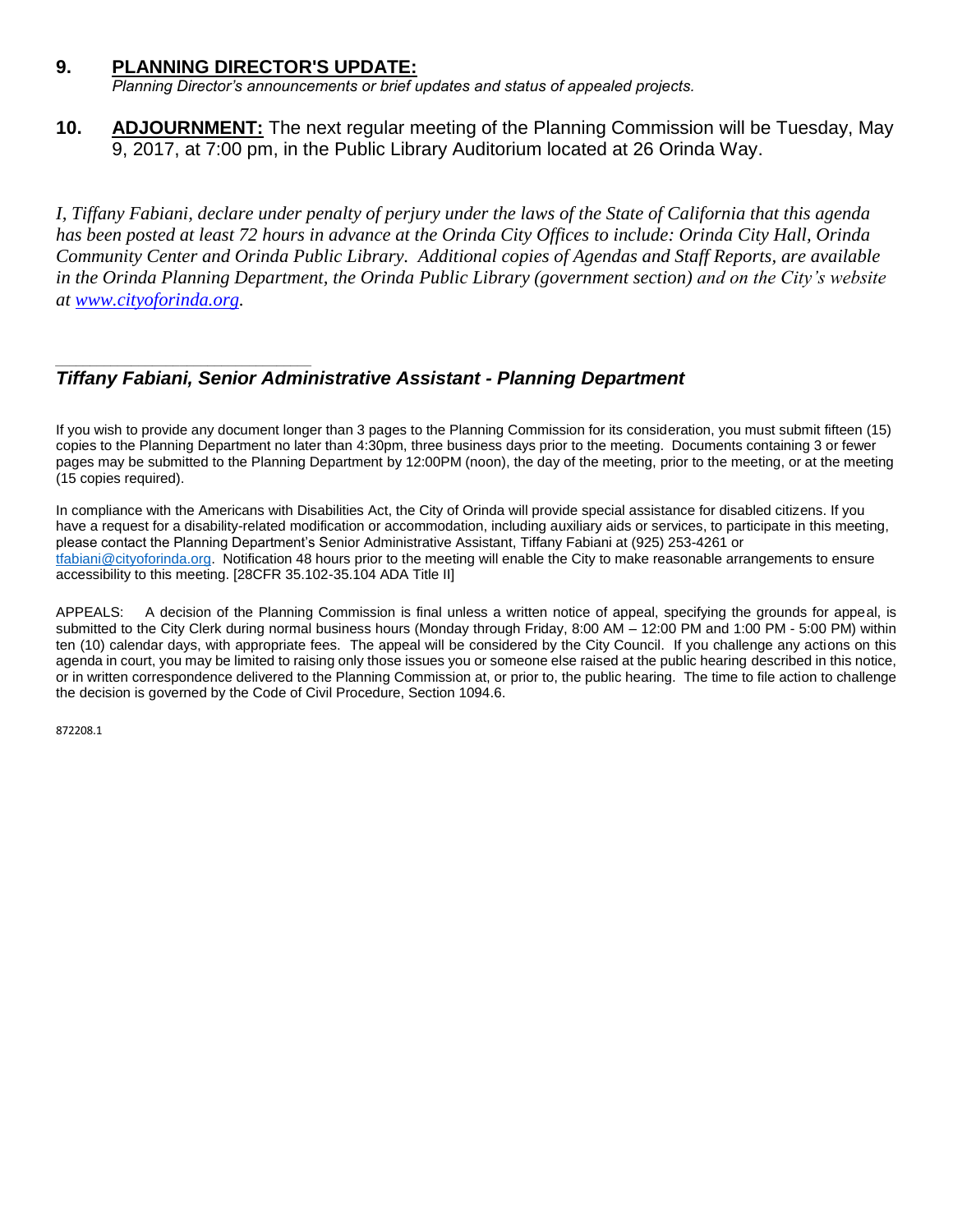## 9. PLANNING DIRECTOR'S UPDATE:

*Planning Director's announcements or brief updates and status of appealed projects.*

## 10. ADJOURNMENT:

The next regular meeting of the Planning Commission will be Tuesday, May 9, 2017, at 7:00 pm, in the Public Library Auditorium located at 26 Orinda Way.

*I, Tiffany Fabiani, declare under penalty of perjury under the laws of the State of California that this agenda has been posted at least 72 hours in advance at the Orinda City Offices to include: Orinda City Hall, Orinda Community Center and Orinda Public Library. Additional copies of Agendas and Staff Reports, are available in the Orinda Planning Department, the Orinda Public Library (government section) and on the City's website at [www.cityoforinda.org](http://www.cityoforinda.org).*

\_\_\_\_\_\_\_\_\_\_\_\_\_\_\_\_\_\_\_\_\_\_\_\_\_\_\_\_\_\_

***Tiffany Fabiani, Senior Administrative Assistant - Planning Department***

If you wish to provide any document longer than 3 pages to the Planning Commission for its consideration, you must submit fifteen (15) copies to the Planning Department no later than 4:30pm, three business days prior to the meeting. Documents containing 3 or fewer pages may be submitted to the Planning Department by 12:00PM (noon), the day of the meeting, prior to the meeting, or at the meeting (15 copies required).

In compliance with the Americans with Disabilities Act, the City of Orinda will provide special assistance for disabled citizens. If you have a request for a disability-related modification or accommodation, including auxiliary aids or services, to participate in this meeting, please contact the Planning Department's Senior Administrative Assistant, Tiffany Fabiani at (925) 253-4261 or [tfabiani@cityoforinda.org](mailto:tfabiani@cityoforinda.org). Notification 48 hours prior to the meeting will enable the City to make reasonable arrangements to ensure accessibility to this meeting. [28CFR 35.102-35.104 ADA Title II]

APPEALS: A decision of the Planning Commission is final unless a written notice of appeal, specifying the grounds for appeal, is submitted to the City Clerk during normal business hours (Monday through Friday, 8:00 AM – 12:00 PM and 1:00 PM - 5:00 PM) within ten (10) calendar days, with appropriate fees. The appeal will be considered by the City Council. If you challenge any actions on this agenda in court, you may be limited to raising only those issues you or someone else raised at the public hearing described in this notice, or in written correspondence delivered to the Planning Commission at, or prior to, the public hearing. The time to file action to challenge the decision is governed by the Code of Civil Procedure, Section 1094.6.

872208.1